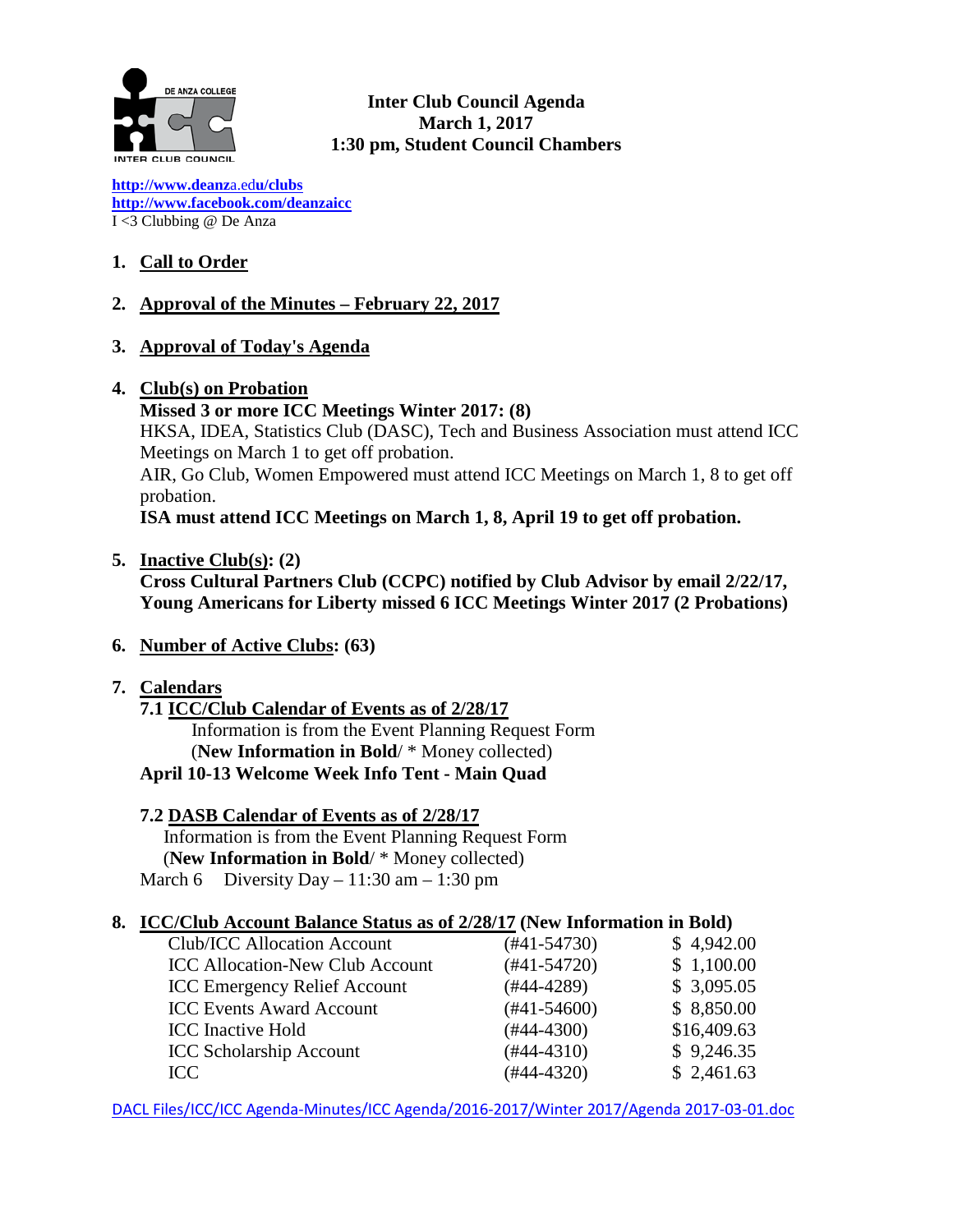# Inter Club Council Agenda
**March 1, 2017**
**1:30 pm, Student Council Chambers**

http://www.deanza.edu/clubs
http://www.facebook.com/deanzaicc
I <3 Clubbing @ De Anza

1. **Call to Order**

2. **Approval of the Minutes – February 22, 2017**

3. **Approval of Today's Agenda**

4. **Club(s) on Probation**
   **Missed 3 or more ICC Meetings Winter 2017: (8)**
   HKSA, IDEA, Statistics Club (DASC), Tech and Business Association must attend ICC Meetings on March 1 to get off probation.
   AIR, Go Club, Women Empowered must attend ICC Meetings on March 1, 8 to get off probation.
   **ISA must attend ICC Meetings on March 1, 8, April 19 to get off probation.**

5. **Inactive Club(s): (2)**
   **Cross Cultural Partners Club (CCPC) notified by Club Advisor by email 2/22/17,**
   **Young Americans for Liberty missed 6 ICC Meetings Winter 2017 (2 Probations)**

6. **Number of Active Clubs: (63)**

7. **Calendars**
   **7.1 ICC/Club Calendar of Events as of 2/28/17**
   Information is from the Event Planning Request Form
   (**New Information in Bold**/ * Money collected)
   **April 10-13 Welcome Week Info Tent - Main Quad**

   **7.2 DASB Calendar of Events as of 2/28/17**
   Information is from the Event Planning Request Form
   (**New Information in Bold**/ * Money collected)
   March 6 Diversity Day – 11:30 am – 1:30 pm

8. **ICC/Club Account Balance Status as of 2/28/17 (New Information in Bold)**

| | | |
|---|---|---|
| Club/ICC Allocation Account | (#41-54730) | $ 4,942.00 |
| ICC Allocation-New Club Account | (#41-54720) | $ 1,100.00 |
| ICC Emergency Relief Account | (#44-4289) | $ 3,095.05 |
| ICC Events Award Account | (#41-54600) | $ 8,850.00 |
| ICC Inactive Hold | (#44-4300) | $16,409.63 |
| ICC Scholarship Account | (#44-4310) | $ 9,246.35 |
| ICC | (#44-4320) | $ 2,461.63 |

DACL Files/ICC/ICC Agenda-Minutes/ICC Agenda/2016-2017/Winter 2017/Agenda 2017-03-01.doc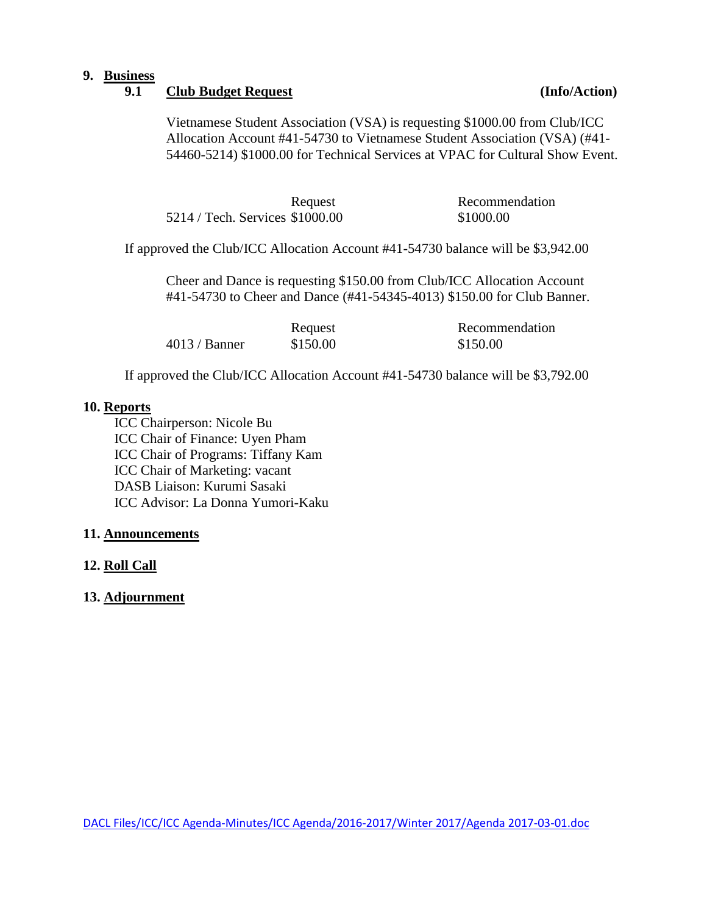## 9. Business

### 9.1 Club Budget Request **(Info/Action)**

Vietnamese Student Association (VSA) is requesting $1000.00 from Club/ICC Allocation Account #41-54730 to Vietnamese Student Association (VSA) (#41-54460-5214) $1000.00 for Technical Services at VPAC for Cultural Show Event.

| | Request | Recommendation |
|---|---|---|
| 5214 / Tech. Services | $1000.00 | $1000.00 |

If approved the Club/ICC Allocation Account #41-54730 balance will be $3,942.00

Cheer and Dance is requesting $150.00 from Club/ICC Allocation Account #41-54730 to Cheer and Dance (#41-54345-4013) $150.00 for Club Banner.

| | Request | Recommendation |
|---|---|---|
| 4013 / Banner | $150.00 | $150.00 |

If approved the Club/ICC Allocation Account #41-54730 balance will be $3,792.00

## 10. Reports

ICC Chairperson: Nicole Bu
ICC Chair of Finance: Uyen Pham
ICC Chair of Programs: Tiffany Kam
ICC Chair of Marketing: vacant
DASB Liaison: Kurumi Sasaki
ICC Advisor: La Donna Yumori-Kaku

## 11. Announcements

## 12. Roll Call

## 13. Adjournment

DACL Files/ICC/ICC Agenda-Minutes/ICC Agenda/2016-2017/Winter 2017/Agenda 2017-03-01.doc